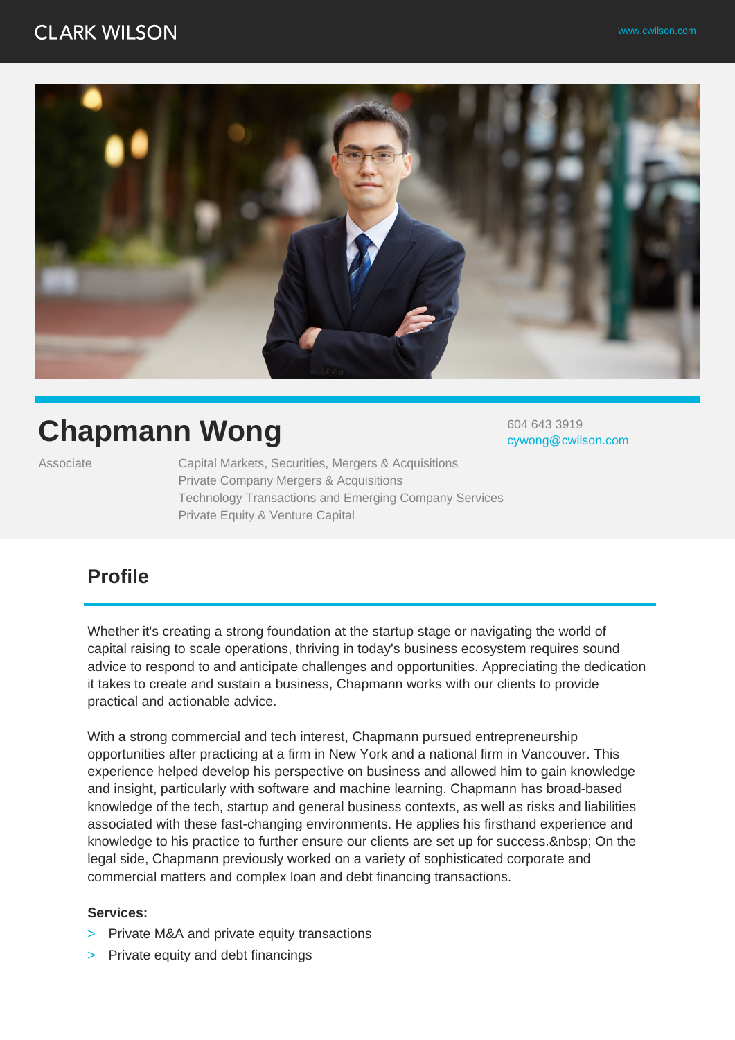CLARK WILSON

www.cwilson.com

# Chapmann Wong

604 643 3919
cywong@cwilson.com

Associate

Capital Markets, Securities, Mergers & Acquisitions
Private Company Mergers & Acquisitions
Technology Transactions and Emerging Company Services
Private Equity & Venture Capital

## Profile

Whether it's creating a strong foundation at the startup stage or navigating the world of capital raising to scale operations, thriving in today's business ecosystem requires sound advice to respond to and anticipate challenges and opportunities. Appreciating the dedication it takes to create and sustain a business, Chapmann works with our clients to provide practical and actionable advice.

With a strong commercial and tech interest, Chapmann pursued entrepreneurship opportunities after practicing at a firm in New York and a national firm in Vancouver. This experience helped develop his perspective on business and allowed him to gain knowledge and insight, particularly with software and machine learning. Chapmann has broad-based knowledge of the tech, startup and general business contexts, as well as risks and liabilities associated with these fast-changing environments. He applies his firsthand experience and knowledge to his practice to further ensure our clients are set up for success.&nbsp; On the legal side, Chapmann previously worked on a variety of sophisticated corporate and commercial matters and complex loan and debt financing transactions.

**Services:**

- Private M&A and private equity transactions
- Private equity and debt financings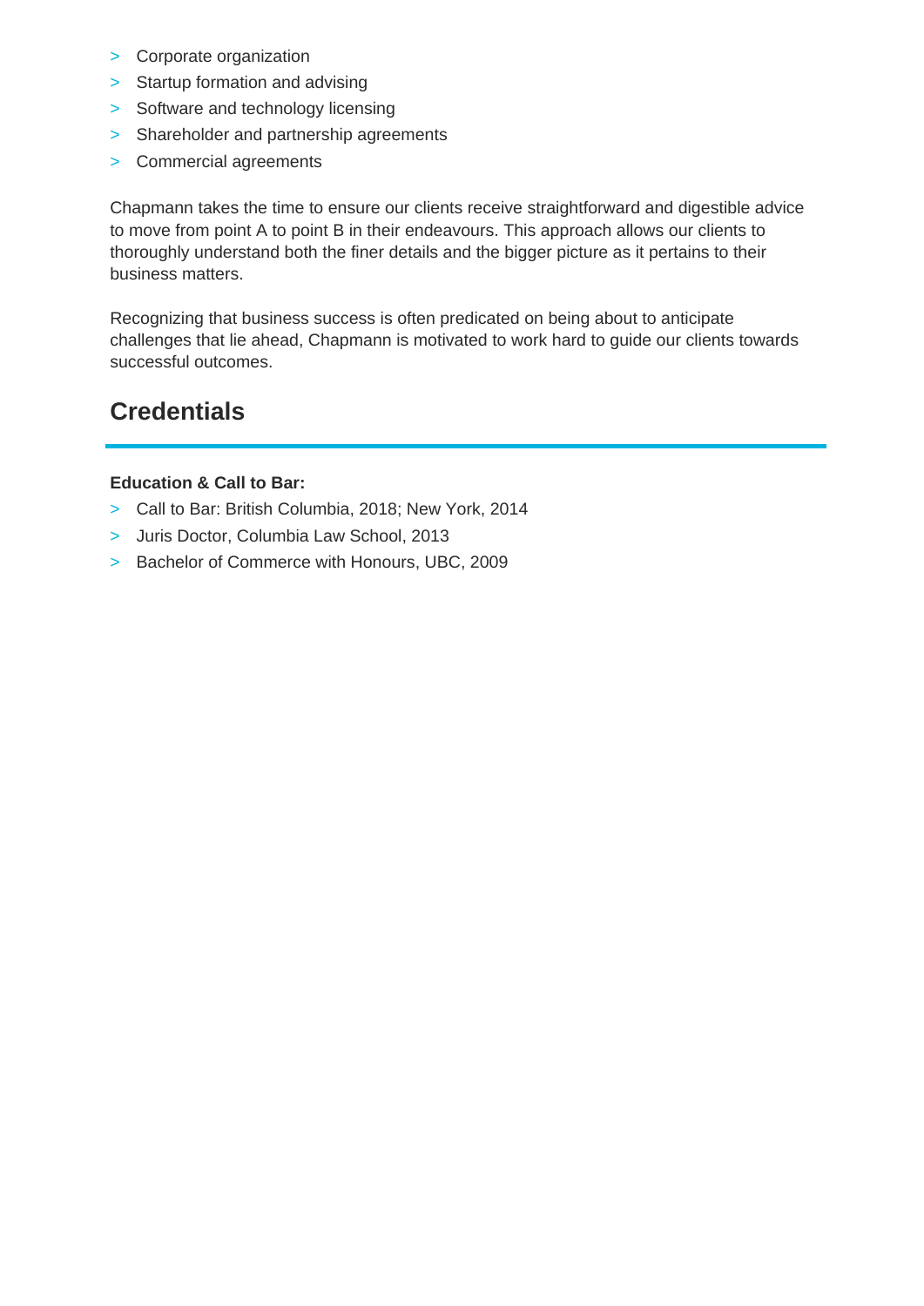- Corporate organization
- Startup formation and advising
- Software and technology licensing
- Shareholder and partnership agreements
- Commercial agreements

Chapmann takes the time to ensure our clients receive straightforward and digestible advice to move from point A to point B in their endeavours. This approach allows our clients to thoroughly understand both the finer details and the bigger picture as it pertains to their business matters.

Recognizing that business success is often predicated on being about to anticipate challenges that lie ahead, Chapmann is motivated to work hard to guide our clients towards successful outcomes.

## Credentials

**Education & Call to Bar:**

- Call to Bar: British Columbia, 2018; New York, 2014
- Juris Doctor, Columbia Law School, 2013
- Bachelor of Commerce with Honours, UBC, 2009